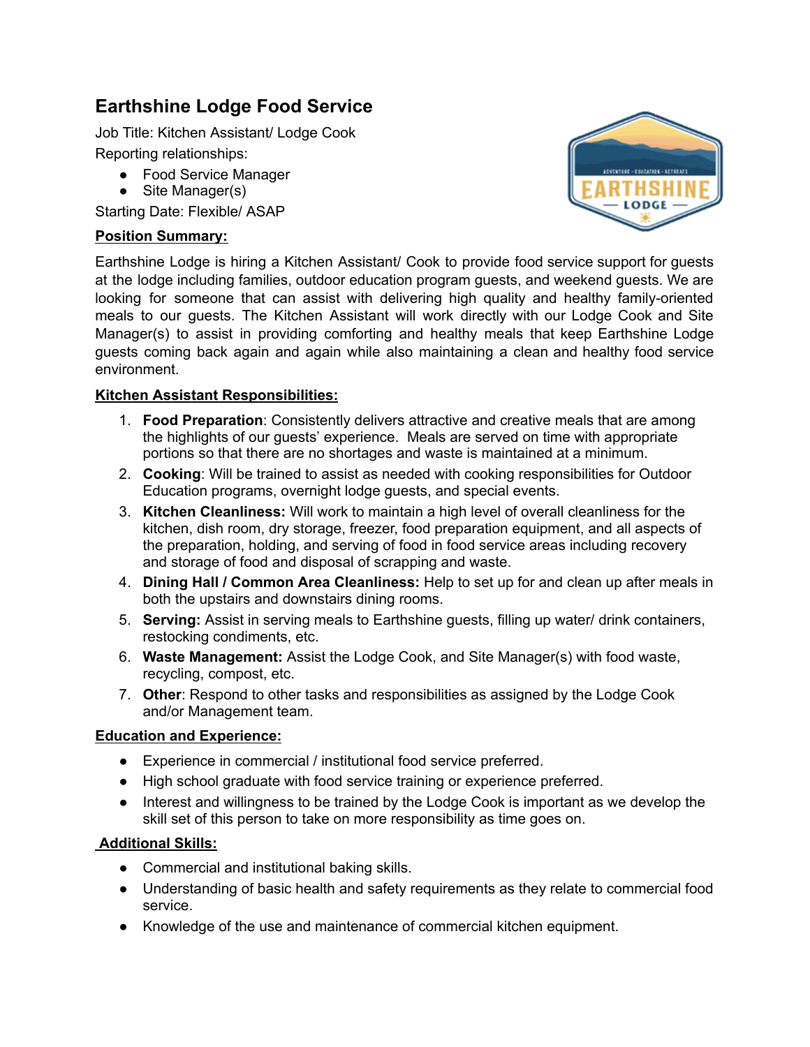# Earthshine Lodge Food Service

Job Title: Kitchen Assistant/ Lodge Cook

Reporting relationships:

- Food Service Manager
- Site Manager(s)

Starting Date: Flexible/ ASAP

**Position Summary:**

Earthshine Lodge is hiring a Kitchen Assistant/ Cook to provide food service support for guests at the lodge including families, outdoor education program guests, and weekend guests. We are looking for someone that can assist with delivering high quality and healthy family-oriented meals to our guests. The Kitchen Assistant will work directly with our Lodge Cook and Site Manager(s) to assist in providing comforting and healthy meals that keep Earthshine Lodge guests coming back again and again while also maintaining a clean and healthy food service environment.

**Kitchen Assistant Responsibilities:**

1. **Food Preparation**: Consistently delivers attractive and creative meals that are among the highlights of our guests' experience. Meals are served on time with appropriate portions so that there are no shortages and waste is maintained at a minimum.
2. **Cooking**: Will be trained to assist as needed with cooking responsibilities for Outdoor Education programs, overnight lodge guests, and special events.
3. **Kitchen Cleanliness:** Will work to maintain a high level of overall cleanliness for the kitchen, dish room, dry storage, freezer, food preparation equipment, and all aspects of the preparation, holding, and serving of food in food service areas including recovery and storage of food and disposal of scrapping and waste.
4. **Dining Hall / Common Area Cleanliness:** Help to set up for and clean up after meals in both the upstairs and downstairs dining rooms.
5. **Serving:** Assist in serving meals to Earthshine guests, filling up water/ drink containers, restocking condiments, etc.
6. **Waste Management:** Assist the Lodge Cook, and Site Manager(s) with food waste, recycling, compost, etc.
7. **Other**: Respond to other tasks and responsibilities as assigned by the Lodge Cook and/or Management team.

**Education and Experience:**

- Experience in commercial / institutional food service preferred.
- High school graduate with food service training or experience preferred.
- Interest and willingness to be trained by the Lodge Cook is important as we develop the skill set of this person to take on more responsibility as time goes on.

**Additional Skills:**

- Commercial and institutional baking skills.
- Understanding of basic health and safety requirements as they relate to commercial food service.
- Knowledge of the use and maintenance of commercial kitchen equipment.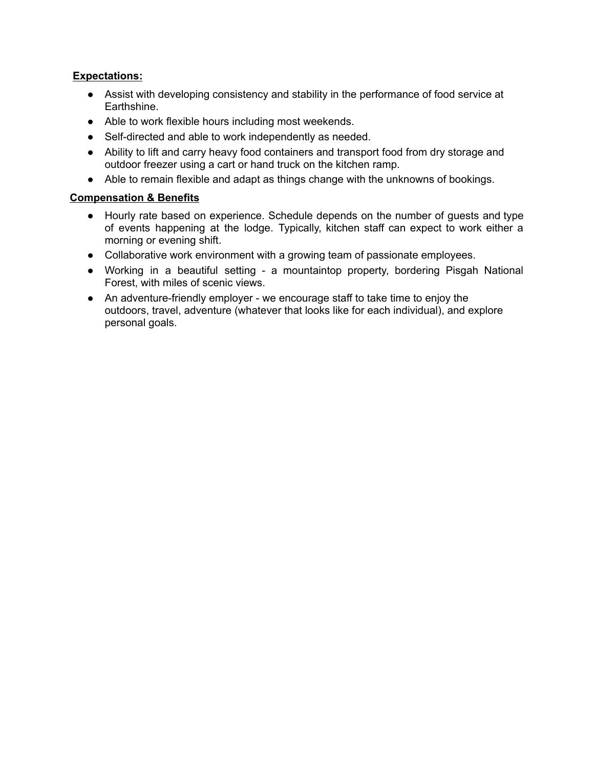**Expectations:**

- Assist with developing consistency and stability in the performance of food service at Earthshine.
- Able to work flexible hours including most weekends.
- Self-directed and able to work independently as needed.
- Ability to lift and carry heavy food containers and transport food from dry storage and outdoor freezer using a cart or hand truck on the kitchen ramp.
- Able to remain flexible and adapt as things change with the unknowns of bookings.

**Compensation & Benefits**

- Hourly rate based on experience. Schedule depends on the number of guests and type of events happening at the lodge. Typically, kitchen staff can expect to work either a morning or evening shift.
- Collaborative work environment with a growing team of passionate employees.
- Working in a beautiful setting - a mountaintop property, bordering Pisgah National Forest, with miles of scenic views.
- An adventure-friendly employer - we encourage staff to take time to enjoy the outdoors, travel, adventure (whatever that looks like for each individual), and explore personal goals.